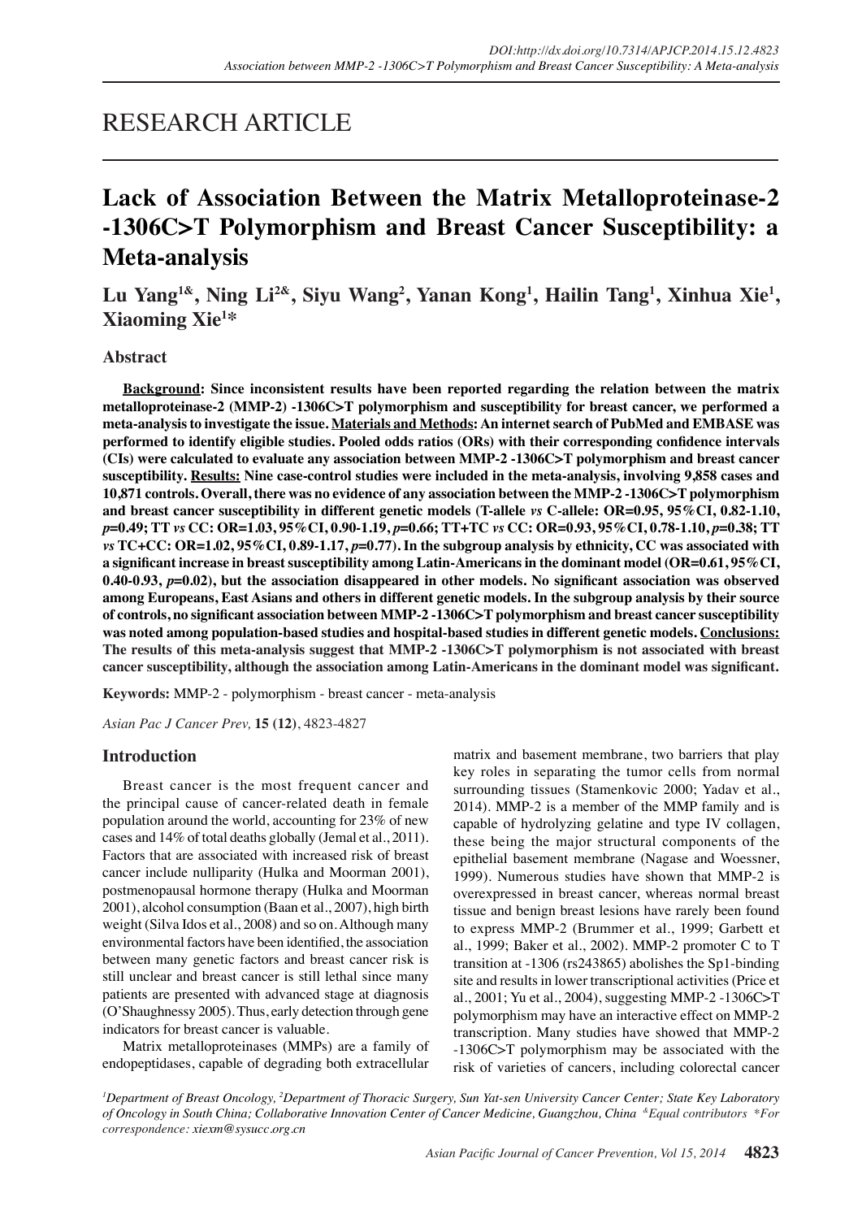RESEARCH ARTICLE

# Lack of Association Between the Matrix Metalloproteinase-2 -1306C>T Polymorphism and Breast Cancer Susceptibility: a Meta-analysis

**Lu Yang[1&], Ning Li[2&], Siyu Wang[2], Yanan Kong[1], Hailin Tang[1], Xinhua Xie[1], Xiaoming Xie[1*]**

## Abstract

**Background: Since inconsistent results have been reported regarding the relation between the matrix metalloproteinase-2 (MMP-2) -1306C>T polymorphism and susceptibility for breast cancer, we performed a meta-analysis to investigate the issue. Materials and Methods: An internet search of PubMed and EMBASE was performed to identify eligible studies. Pooled odds ratios (ORs) with their corresponding confidence intervals (CIs) were calculated to evaluate any association between MMP-2 -1306C>T polymorphism and breast cancer susceptibility. Results: Nine case-control studies were included in the meta-analysis, involving 9,858 cases and 10,871 controls. Overall, there was no evidence of any association between the MMP-2 -1306C>T polymorphism and breast cancer susceptibility in different genetic models (T-allele *vs* C-allele: OR=0.95, 95%CI, 0.82-1.10, *p*=0.49; TT *vs* CC: OR=1.03, 95%CI, 0.90-1.19, *p*=0.66; TT+TC *vs* CC: OR=0.93, 95%CI, 0.78-1.10, *p*=0.38; TT *vs* TC+CC: OR=1.02, 95%CI, 0.89-1.17, *p*=0.77). In the subgroup analysis by ethnicity, CC was associated with a significant increase in breast susceptibility among Latin-Americans in the dominant model (OR=0.61, 95%CI, 0.40-0.93, *p*=0.02), but the association disappeared in other models. No significant association was observed among Europeans, East Asians and others in different genetic models. In the subgroup analysis by their source of controls, no significant association between MMP-2 -1306C>T polymorphism and breast cancer susceptibility was noted among population-based studies and hospital-based studies in different genetic models. Conclusions: The results of this meta-analysis suggest that MMP-2 -1306C>T polymorphism is not associated with breast cancer susceptibility, although the association among Latin-Americans in the dominant model was significant.**

**Keywords:** MMP-2 - polymorphism - breast cancer - meta-analysis

## Introduction

Breast cancer is the most frequent cancer and the principal cause of cancer-related death in female population around the world, accounting for 23% of new cases and 14% of total deaths globally (Jemal et al., 2011). Factors that are associated with increased risk of breast cancer include nulliparity (Hulka and Moorman 2001), postmenopausal hormone therapy (Hulka and Moorman 2001), alcohol consumption (Baan et al., 2007), high birth weight (Silva Idos et al., 2008) and so on. Although many environmental factors have been identified, the association between many genetic factors and breast cancer risk is still unclear and breast cancer is still lethal since many patients are presented with advanced stage at diagnosis (O'Shaughnessy 2005). Thus, early detection through gene indicators for breast cancer is valuable.

Matrix metalloproteinases (MMPs) are a family of endopeptidases, capable of degrading both extracellular matrix and basement membrane, two barriers that play key roles in separating the tumor cells from normal surrounding tissues (Stamenkovic 2000; Yadav et al., 2014). MMP-2 is a member of the MMP family and is capable of hydrolyzing gelatine and type IV collagen, these being the major structural components of the epithelial basement membrane (Nagase and Woessner, 1999). Numerous studies have shown that MMP-2 is overexpressed in breast cancer, whereas normal breast tissue and benign breast lesions have rarely been found to express MMP-2 (Brummer et al., 1999; Garbett et al., 1999; Baker et al., 2002). MMP-2 promoter C to T transition at -1306 (rs243865) abolishes the Sp1-binding site and results in lower transcriptional activities (Price et al., 2001; Yu et al., 2004), suggesting MMP-2 -1306C>T polymorphism may have an interactive effect on MMP-2 transcription. Many studies have showed that MMP-2 -1306C>T polymorphism may be associated with the risk of varieties of cancers, including colorectal cancer

[1]*Department of Breast Oncology,* [2]*Department of Thoracic Surgery, Sun Yat-sen University Cancer Center; State Key Laboratory of Oncology in South China; Collaborative Innovation Center of Cancer Medicine, Guangzhou, China* [&]*Equal contributors* *\*For correspondence: xiexm@sysucc.org.cn*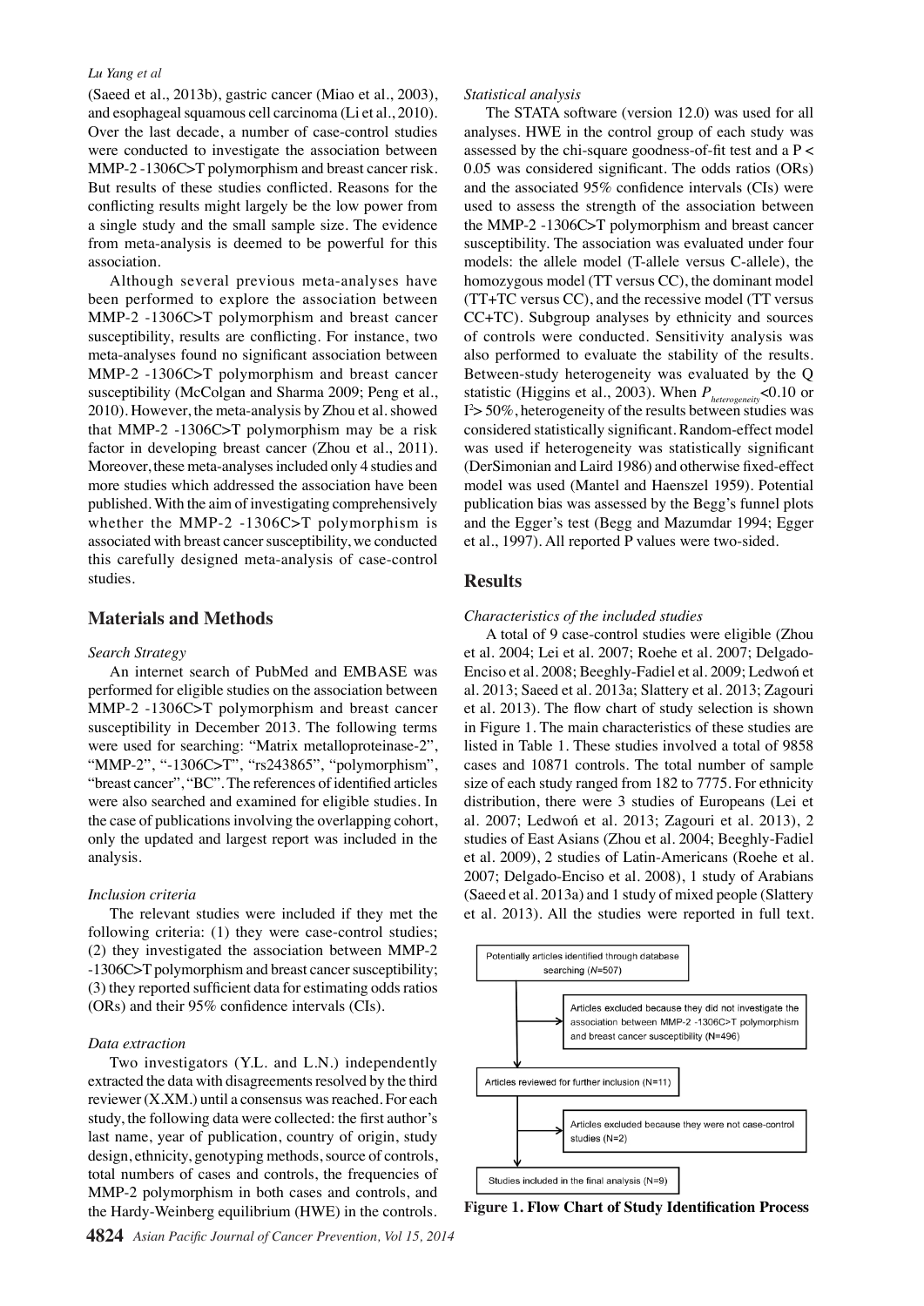(Saeed et al., 2013b), gastric cancer (Miao et al., 2003), and esophageal squamous cell carcinoma (Li et al., 2010). Over the last decade, a number of case-control studies were conducted to investigate the association between MMP-2 -1306C>T polymorphism and breast cancer risk. But results of these studies conflicted. Reasons for the conflicting results might largely be the low power from a single study and the small sample size. The evidence from meta-analysis is deemed to be powerful for this association.

Although several previous meta-analyses have been performed to explore the association between MMP-2 -1306C>T polymorphism and breast cancer susceptibility, results are conflicting. For instance, two meta-analyses found no significant association between MMP-2 -1306C>T polymorphism and breast cancer susceptibility (McColgan and Sharma 2009; Peng et al., 2010). However, the meta-analysis by Zhou et al. showed that MMP-2 -1306C>T polymorphism may be a risk factor in developing breast cancer (Zhou et al., 2011). Moreover, these meta-analyses included only 4 studies and more studies which addressed the association have been published. With the aim of investigating comprehensively whether the MMP-2 -1306C>T polymorphism is associated with breast cancer susceptibility, we conducted this carefully designed meta-analysis of case-control studies.

## Materials and Methods

*Search Strategy*

An internet search of PubMed and EMBASE was performed for eligible studies on the association between MMP-2 -1306C>T polymorphism and breast cancer susceptibility in December 2013. The following terms were used for searching: "Matrix metalloproteinase-2", "MMP-2", "-1306C>T", "rs243865", "polymorphism", "breast cancer", "BC". The references of identified articles were also searched and examined for eligible studies. In the case of publications involving the overlapping cohort, only the updated and largest report was included in the analysis.

*Inclusion criteria*

The relevant studies were included if they met the following criteria: (1) they were case-control studies; (2) they investigated the association between MMP-2 -1306C>T polymorphism and breast cancer susceptibility; (3) they reported sufficient data for estimating odds ratios (ORs) and their 95% confidence intervals (CIs).

*Data extraction*

Two investigators (Y.L. and L.N.) independently extracted the data with disagreements resolved by the third reviewer (X.XM.) until a consensus was reached. For each study, the following data were collected: the first author's last name, year of publication, country of origin, study design, ethnicity, genotyping methods, source of controls, total numbers of cases and controls, the frequencies of MMP-2 polymorphism in both cases and controls, and the Hardy-Weinberg equilibrium (HWE) in the controls.

*Statistical analysis*

The STATA software (version 12.0) was used for all analyses. HWE in the control group of each study was assessed by the chi-square goodness-of-fit test and a $P < 0.05$ was considered significant. The odds ratios (ORs) and the associated 95% confidence intervals (CIs) were used to assess the strength of the association between the MMP-2 -1306C>T polymorphism and breast cancer susceptibility. The association was evaluated under four models: the allele model (T-allele versus C-allele), the homozygous model (TT versus CC), the dominant model (TT+TC versus CC), and the recessive model (TT versus CC+TC). Subgroup analyses by ethnicity and sources of controls were conducted. Sensitivity analysis was also performed to evaluate the stability of the results. Between-study heterogeneity was evaluated by the Q statistic (Higgins et al., 2003). When $P_{heterogeneity}<0.10$ or $I^2> 50\%$, heterogeneity of the results between studies was considered statistically significant. Random-effect model was used if heterogeneity was statistically significant (DerSimonian and Laird 1986) and otherwise fixed-effect model was used (Mantel and Haenszel 1959). Potential publication bias was assessed by the Begg's funnel plots and the Egger's test (Begg and Mazumdar 1994; Egger et al., 1997). All reported P values were two-sided.

## Results

*Characteristics of the included studies*

A total of 9 case-control studies were eligible (Zhou et al. 2004; Lei et al. 2007; Roehe et al. 2007; Delgado-Enciso et al. 2008; Beeghly-Fadiel et al. 2009; Ledwoń et al. 2013; Saeed et al. 2013a; Slattery et al. 2013; Zagouri et al. 2013). The flow chart of study selection is shown in Figure 1. The main characteristics of these studies are listed in Table 1. These studies involved a total of 9858 cases and 10871 controls. The total number of sample size of each study ranged from 182 to 7775. For ethnicity distribution, there were 3 studies of Europeans (Lei et al. 2007; Ledwoń et al. 2013; Zagouri et al. 2013), 2 studies of East Asians (Zhou et al. 2004; Beeghly-Fadiel et al. 2009), 2 studies of Latin-Americans (Roehe et al. 2007; Delgado-Enciso et al. 2008), 1 study of Arabians (Saeed et al. 2013a) and 1 study of mixed people (Slattery et al. 2013). All the studies were reported in full text.

Potentially articles identified through database searching (N=507)

Articles excluded because they did not investigate the association between MMP-2 -1306C>T polymorphism and breast cancer susceptibility (N=496)

Articles reviewed for further inclusion (N=11)

Articles excluded because they were not case-control studies (N=2)

Studies included in the final analysis (N=9)

**Figure 1. Flow Chart of Study Identification Process**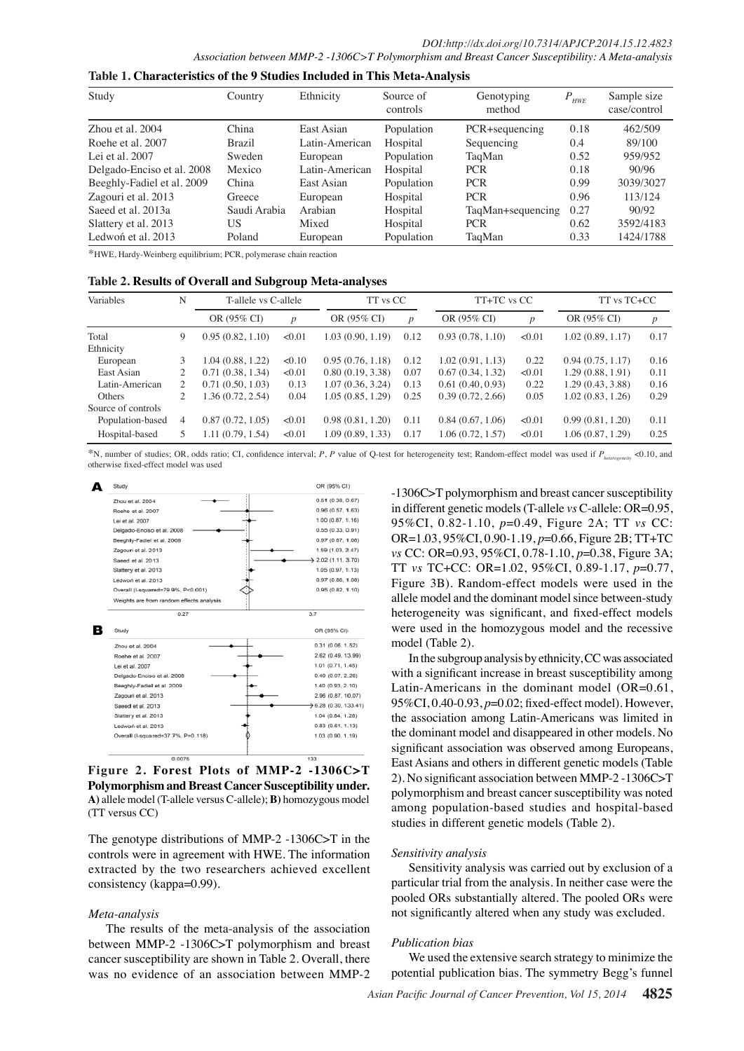**Table 1. Characteristics of the 9 Studies Included in This Meta-Analysis**

| Study | Country | Ethnicity | Source of controls | Genotyping method | $P_{HWE}$ | Sample size case/control |
|---|---|---|---|---|---|---|
| Zhou et al. 2004 | China | East Asian | Population | PCR+sequencing | 0.18 | 462/509 |
| Roehe et al. 2007 | Brazil | Latin-American | Hospital | Sequencing | 0.4 | 89/100 |
| Lei et al. 2007 | Sweden | European | Population | TaqMan | 0.52 | 959/952 |
| Delgado-Enciso et al. 2008 | Mexico | Latin-American | Hospital | PCR | 0.18 | 90/96 |
| Beeghly-Fadiel et al. 2009 | China | East Asian | Population | PCR | 0.99 | 3039/3027 |
| Zagouri et al. 2013 | Greece | European | Hospital | PCR | 0.96 | 113/124 |
| Saeed et al. 2013a | Saudi Arabia | Arabian | Hospital | TaqMan+sequencing | 0.27 | 90/92 |
| Slattery et al. 2013 | US | Mixed | Hospital | PCR | 0.62 | 3592/4183 |
| Ledwoń et al. 2013 | Poland | European | Population | TaqMan | 0.33 | 1424/1788 |

*HWE, Hardy-Weinberg equilibrium; PCR, polymerase chain reaction

**Table 2. Results of Overall and Subgroup Meta-analyses**

| Variables | N | T-allele vs C-allele | | TT vs CC | | TT+TC vs CC | | TT vs TC+CC | |
|---|---|---|---|---|---|---|---|---|---|
| | | OR (95% CI) | $p$ | OR (95% CI) | $p$ | OR (95% CI) | $p$ | OR (95% CI) | $p$ |
| Total | 9 | 0.95 (0.82, 1.10) | <0.01 | 1.03 (0.90, 1.19) | 0.12 | 0.93 (0.78, 1.10) | <0.01 | 1.02 (0.89, 1.17) | 0.17 |
| Ethnicity | | | | | | | | | |
| European | 3 | 1.04 (0.88, 1.22) | <0.10 | 0.95 (0.76, 1.18) | 0.12 | 1.02 (0.91, 1.13) | 0.22 | 0.94 (0.75, 1.17) | 0.16 |
| East Asian | 2 | 0.71 (0.38, 1.34) | <0.01 | 0.80 (0.19, 3.38) | 0.07 | 0.67 (0.34, 1.32) | <0.01 | 1.29 (0.88, 1.91) | 0.11 |
| Latin-American | 2 | 0.71 (0.50, 1.03) | 0.13 | 1.07 (0.36, 3.24) | 0.13 | 0.61 (0.40, 0.93) | 0.22 | 1.29 (0.43, 3.88) | 0.16 |
| Others | 2 | 1.36 (0.72, 2.54) | 0.04 | 1.05 (0.85, 1.29) | 0.25 | 0.39 (0.72, 2.66) | 0.05 | 1.02 (0.83, 1.26) | 0.29 |
| Source of controls | | | | | | | | | |
| Population-based | 4 | 0.87 (0.72, 1.05) | <0.01 | 0.98 (0.81, 1.20) | 0.11 | 0.84 (0.67, 1.06) | <0.01 | 0.99 (0.81, 1.20) | 0.11 |
| Hospital-based | 5 | 1.11 (0.79, 1.54) | <0.01 | 1.09 (0.89, 1.33) | 0.17 | 1.06 (0.72, 1.57) | <0.01 | 1.06 (0.87, 1.29) | 0.25 |

*N, number of studies; OR, odds ratio; CI, confidence interval; *P*, *P* value of Q-test for heterogeneity test; Random-effect model was used if $P_{heterogeneity}$ <0.10, and otherwise fixed-effect model was used

**Figure 2. Forest Plots of MMP-2 -1306C>T Polymorphism and Breast Cancer Susceptibility under. A)** allele model (T-allele versus C-allele); **B)** homozygous model (TT versus CC)

The genotype distributions of MMP-2 -1306C>T in the controls were in agreement with HWE. The information extracted by the two researchers achieved excellent consistency (kappa=0.99).

### *Meta-analysis*

The results of the meta-analysis of the association between MMP-2 -1306C>T polymorphism and breast cancer susceptibility are shown in Table 2. Overall, there was no evidence of an association between MMP-2 -1306C>T polymorphism and breast cancer susceptibility in different genetic models (T-allele *vs* C-allele: OR=0.95, 95%CI, 0.82-1.10, *p*=0.49, Figure 2A; TT *vs* CC: OR=1.03, 95%CI, 0.90-1.19, *p*=0.66, Figure 2B; TT+TC *vs* CC: OR=0.93, 95%CI, 0.78-1.10, *p*=0.38, Figure 3A; TT *vs* TC+CC: OR=1.02, 95%CI, 0.89-1.17, *p*=0.77, Figure 3B). Random-effect models were used in the allele model and the dominant model since between-study heterogeneity was significant, and fixed-effect models were used in the homozygous model and the recessive model (Table 2).

In the subgroup analysis by ethnicity, CC was associated with a significant increase in breast susceptibility among Latin-Americans in the dominant model (OR=0.61, 95%CI, 0.40-0.93, *p*=0.02; fixed-effect model). However, the association among Latin-Americans was limited in the dominant model and disappeared in other models. No significant association was observed among Europeans, East Asians and others in different genetic models (Table 2). No significant association between MMP-2 -1306C>T polymorphism and breast cancer susceptibility was noted among population-based studies and hospital-based studies in different genetic models (Table 2).

### *Sensitivity analysis*

Sensitivity analysis was carried out by exclusion of a particular trial from the analysis. In neither case were the pooled ORs substantially altered. The pooled ORs were not significantly altered when any study was excluded.

### *Publication bias*

We used the extensive search strategy to minimize the potential publication bias. The symmetry Begg's funnel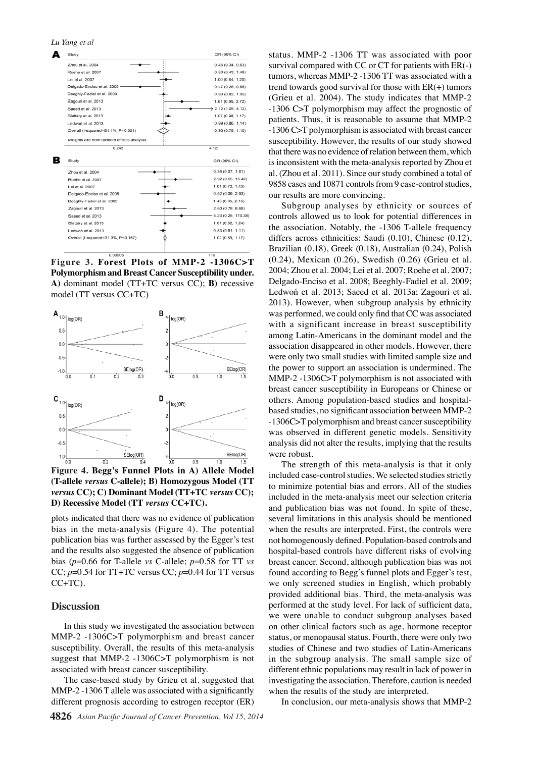Figure 3. Forest Plots of MMP-2 -1306C>T Polymorphism and Breast Cancer Susceptibility under. **A)** dominant model (TT+TC versus CC); **B)** recessive model (TT versus CC+TC)

Figure 4. Begg's Funnel Plots in A) Allele Model (T-allele *versus* C-allele); B) Homozygous Model (TT *versus* CC); C) Dominant Model (TT+TC *versus* CC); D) Recessive Model (TT *versus* CC+TC).

plots indicated that there was no evidence of publication bias in the meta-analysis (Figure 4). The potential publication bias was further assessed by the Egger's test and the results also suggested the absence of publication bias ($p$=0.66 for T-allele *vs* C-allele; $p$=0.58 for TT *vs* CC; $p$=0.54 for TT+TC versus CC; $p$=0.44 for TT versus CC+TC).

## Discussion

In this study we investigated the association between MMP-2 -1306C>T polymorphism and breast cancer susceptibility. Overall, the results of this meta-analysis suggest that MMP-2 -1306C>T polymorphism is not associated with breast cancer susceptibility.

The case-based study by Grieu et al. suggested that MMP-2 -1306 T allele was associated with a significantly different prognosis according to estrogen receptor (ER) status. MMP-2 -1306 TT was associated with poor survival compared with CC or CT for patients with ER(-) tumors, whereas MMP-2 -1306 TT was associated with a trend towards good survival for those with ER(+) tumors (Grieu et al. 2004). The study indicates that MMP-2 -1306 C>T polymorphism may affect the prognostic of patients. Thus, it is reasonable to assume that MMP-2 -1306 C>T polymorphism is associated with breast cancer susceptibility. However, the results of our study showed that there was no evidence of relation between them, which is inconsistent with the meta-analysis reported by Zhou et al. (Zhou et al. 2011). Since our study combined a total of 9858 cases and 10871 controls from 9 case-control studies, our results are more convincing.

Subgroup analyses by ethnicity or sources of controls allowed us to look for potential differences in the association. Notably, the -1306 T-allele frequency differs across ethnicities: Saudi (0.10), Chinese (0.12), Brazilian (0.18), Greek (0.18), Australian (0.24), Polish (0.24), Mexican (0.26), Swedish (0.26) (Grieu et al. 2004; Zhou et al. 2004; Lei et al. 2007; Roehe et al. 2007; Delgado-Enciso et al. 2008; Beeghly-Fadiel et al. 2009; Ledwoń et al. 2013; Saeed et al. 2013a; Zagouri et al. 2013). However, when subgroup analysis by ethnicity was performed, we could only find that CC was associated with a significant increase in breast susceptibility among Latin-Americans in the dominant model and the association disappeared in other models. However, there were only two small studies with limited sample size and the power to support an association is undermined. The MMP-2 -1306C>T polymorphism is not associated with breast cancer susceptibility in Europeans or Chinese or others. Among population-based studies and hospital-based studies, no significant association between MMP-2 -1306C>T polymorphism and breast cancer susceptibility was observed in different genetic models. Sensitivity analysis did not alter the results, implying that the results were robust.

The strength of this meta-analysis is that it only included case-control studies. We selected studies strictly to minimize potential bias and errors. All of the studies included in the meta-analysis meet our selection criteria and publication bias was not found. In spite of these, several limitations in this analysis should be mentioned when the results are interpreted. First, the controls were not homogenously defined. Population-based controls and hospital-based controls have different risks of evolving breast cancer. Second, although publication bias was not found according to Begg's funnel plots and Egger's test, we only screened studies in English, which probably provided additional bias. Third, the meta-analysis was performed at the study level. For lack of sufficient data, we were unable to conduct subgroup analyses based on other clinical factors such as age, hormone receptor status, or menopausal status. Fourth, there were only two studies of Chinese and two studies of Latin-Americans in the subgroup analysis. The small sample size of different ethnic populations may result in lack of power in investigating the association. Therefore, caution is needed when the results of the study are interpreted.

In conclusion, our meta-analysis shows that MMP-2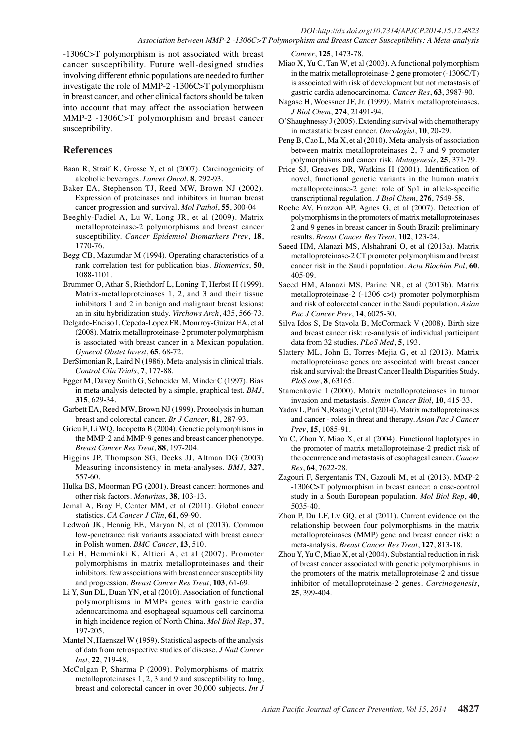-1306C>T polymorphism is not associated with breast cancer susceptibility. Future well-designed studies involving different ethnic populations are needed to further investigate the role of MMP-2 -1306C>T polymorphism in breast cancer, and other clinical factors should be taken into account that may affect the association between MMP-2 -1306C>T polymorphism and breast cancer susceptibility.

## References

Baan R, Straif K, Grosse Y, et al (2007). Carcinogenicity of alcoholic beverages. *Lancet Oncol*, **8**, 292-93.

Baker EA, Stephenson TJ, Reed MW, Brown NJ (2002). Expression of proteinases and inhibitors in human breast cancer progression and survival. *Mol Pathol*, **55**, 300-04

Beeghly-Fadiel A, Lu W, Long JR, et al (2009). Matrix metalloproteinase-2 polymorphisms and breast cancer susceptibility. *Cancer Epidemiol Biomarkers Prev*, **18**, 1770-76.

Begg CB, Mazumdar M (1994). Operating characteristics of a rank correlation test for publication bias. *Biometrics*, **50**, 1088-1101.

Brummer O, Athar S, Riethdorf L, Loning T, Herbst H (1999). Matrix-metalloproteinases 1, 2, and 3 and their tissue inhibitors 1 and 2 in benign and malignant breast lesions: an in situ hybridization study. *Virchows Arch*, 435, 566-73.

Delgado-Enciso I, Cepeda-Lopez FR, Monrroy-Guizar EA, et al (2008). Matrix metalloproteinase-2 promoter polymorphism is associated with breast cancer in a Mexican population. *Gynecol Obstet Invest*, **65**, 68-72.

DerSimonian R, Laird N (1986). Meta-analysis in clinical trials. *Control Clin Trials*, **7**, 177-88.

Egger M, Davey Smith G, Schneider M, Minder C (1997). Bias in meta-analysis detected by a simple, graphical test. *BMJ*, **315**, 629-34.

Garbett EA, Reed MW, Brown NJ (1999). Proteolysis in human breast and colorectal cancer. *Br J Cancer*, **81**, 287-93.

Grieu F, Li WQ, Iacopetta B (2004). Genetic polymorphisms in the MMP-2 and MMP-9 genes and breast cancer phenotype. *Breast Cancer Res Treat*, **88**, 197-204.

Higgins JP, Thompson SG, Deeks JJ, Altman DG (2003) Measuring inconsistency in meta-analyses. *BMJ*, **327**, 557-60.

Hulka BS, Moorman PG (2001). Breast cancer: hormones and other risk factors. *Maturitas*, **38**, 103-13.

Jemal A, Bray F, Center MM, et al (2011). Global cancer statistics. *CA Cancer J Clin*, **61**, 69-90.

Ledwoń JK, Hennig EE, Maryan N, et al (2013). Common low-penetrance risk variants associated with breast cancer in Polish women. *BMC Cancer*, **13**, 510.

Lei H, Hemminki K, Altieri A, et al (2007). Promoter polymorphisms in matrix metalloproteinases and their inhibitors: few associations with breast cancer susceptibility and progression. *Breast Cancer Res Treat*, **103**, 61-69.

Li Y, Sun DL, Duan YN, et al (2010). Association of functional polymorphisms in MMPs genes with gastric cardia adenocarcinoma and esophageal squamous cell carcinoma in high incidence region of North China. *Mol Biol Rep*, **37**, 197-205.

Mantel N, Haenszel W (1959). Statistical aspects of the analysis of data from retrospective studies of disease. *J Natl Cancer Inst*, **22**, 719-48.

McColgan P, Sharma P (2009). Polymorphisms of matrix metalloproteinases 1, 2, 3 and 9 and susceptibility to lung, breast and colorectal cancer in over 30,000 subjects. *Int J Cancer*, **125**, 1473-78.

Miao X, Yu C, Tan W, et al (2003). A functional polymorphism in the matrix metalloproteinase-2 gene promoter (-1306C/T) is associated with risk of development but not metastasis of gastric cardia adenocarcinoma. *Cancer Res*, **63**, 3987-90.

Nagase H, Woessner JF, Jr. (1999). Matrix metalloproteinases. *J Biol Chem*, **274**, 21491-94.

O'Shaughnessy J (2005). Extending survival with chemotherapy in metastatic breast cancer. *Oncologist*, **10**, 20-29.

Peng B, Cao L, Ma X, et al (2010). Meta-analysis of association between matrix metalloproteinases 2, 7 and 9 promoter polymorphisms and cancer risk. *Mutagenesis*, **25**, 371-79.

Price SJ, Greaves DR, Watkins H (2001). Identification of novel, functional genetic variants in the human matrix metalloproteinase-2 gene: role of Sp1 in allele-specific transcriptional regulation. *J Biol Chem*, **276**, 7549-58.

Roehe AV, Frazzon AP, Agnes G, et al (2007). Detection of polymorphisms in the promoters of matrix metalloproteinases 2 and 9 genes in breast cancer in South Brazil: preliminary results. *Breast Cancer Res Treat*, **102**, 123-24.

Saeed HM, Alanazi MS, Alshahrani O, et al (2013a). Matrix metalloproteinase-2 CT promoter polymorphism and breast cancer risk in the Saudi population. *Acta Biochim Pol*, **60**, 405-09.

Saeed HM, Alanazi MS, Parine NR, et al (2013b). Matrix metalloproteinase-2 (-1306 c>t) promoter polymorphism and risk of colorectal cancer in the Saudi population. *Asian Pac J Cancer Prev*, **14**, 6025-30.

Silva Idos S, De Stavola B, McCormack V (2008). Birth size and breast cancer risk: re-analysis of individual participant data from 32 studies. *PLoS Med*, **5**, 193.

Slattery ML, John E, Torres-Mejia G, et al (2013). Matrix metalloproteinase genes are associated with breast cancer risk and survival: the Breast Cancer Health Disparities Study. *PloS one*, **8**, 63165.

Stamenkovic I (2000). Matrix metalloproteinases in tumor invasion and metastasis. *Semin Cancer Biol*, **10**, 415-33.

Yadav L, Puri N, Rastogi V, et al (2014). Matrix metalloproteinases and cancer - roles in threat and therapy. *Asian Pac J Cancer Prev*, **15**, 1085-91.

Yu C, Zhou Y, Miao X, et al (2004). Functional haplotypes in the promoter of matrix metalloproteinase-2 predict risk of the occurrence and metastasis of esophageal cancer. *Cancer Res*, **64**, 7622-28.

Zagouri F, Sergentanis TN, Gazouli M, et al (2013). MMP-2 -1306C>T polymorphism in breast cancer: a case-control study in a South European population. *Mol Biol Rep*, **40**, 5035-40.

Zhou P, Du LF, Lv GQ, et al (2011). Current evidence on the relationship between four polymorphisms in the matrix metalloproteinases (MMP) gene and breast cancer risk: a meta-analysis. *Breast Cancer Res Treat*, **127**, 813-18.

Zhou Y, Yu C, Miao X, et al (2004). Substantial reduction in risk of breast cancer associated with genetic polymorphisms in the promoters of the matrix metalloproteinase-2 and tissue inhibitor of metalloproteinase-2 genes. *Carcinogenesis*, **25**, 399-404.